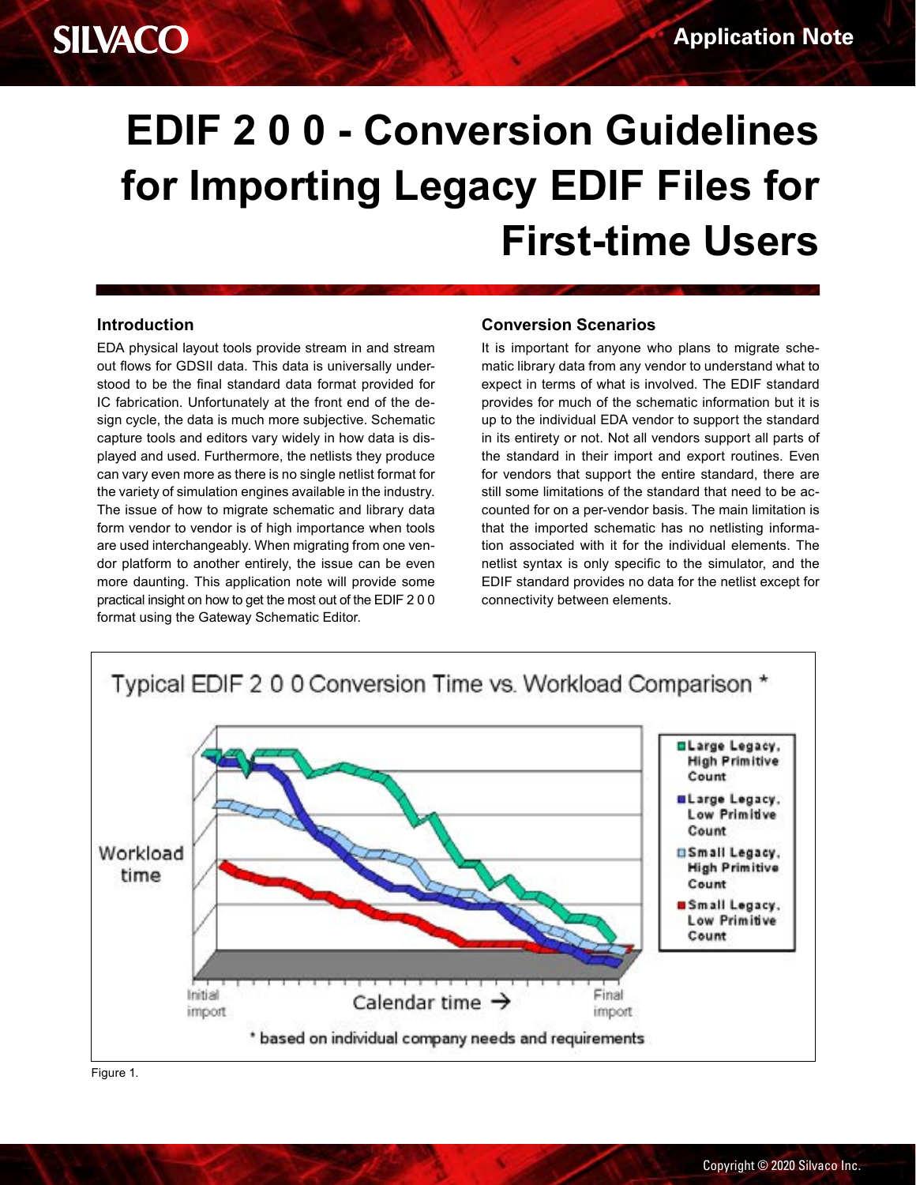# EDIF 2 0 0 - Conversion Guidelines for Importing Legacy EDIF Files for First-time Users

## Introduction

EDA physical layout tools provide stream in and stream out flows for GDSII data. This data is universally understood to be the final standard data format provided for IC fabrication. Unfortunately at the front end of the design cycle, the data is much more subjective. Schematic capture tools and editors vary widely in how data is displayed and used. Furthermore, the netlists they produce can vary even more as there is no single netlist format for the variety of simulation engines available in the industry. The issue of how to migrate schematic and library data form vendor to vendor is of high importance when tools are used interchangeably. When migrating from one vendor platform to another entirely, the issue can be even more daunting. This application note will provide some practical insight on how to get the most out of the EDIF 2 0 0 format using the Gateway Schematic Editor.

## Conversion Scenarios

It is important for anyone who plans to migrate schematic library data from any vendor to understand what to expect in terms of what is involved. The EDIF standard provides for much of the schematic information but it is up to the individual EDA vendor to support the standard in its entirety or not. Not all vendors support all parts of the standard in their import and export routines. Even for vendors that support the entire standard, there are still some limitations of the standard that need to be accounted for on a per-vendor basis. The main limitation is that the imported schematic has no netlisting information associated with it for the individual elements. The netlist syntax is only specific to the simulator, and the EDIF standard provides no data for the netlist except for connectivity between elements.

Typical EDIF 2 0 0 Conversion Time vs. Workload Comparison *

Workload time

Calendar time →

Initial import | Final import

Large Legacy, High Primitive Count
Large Legacy, Low Primitive Count
Small Legacy, High Primitive Count
Small Legacy, Low Primitive Count

\* based on individual company needs and requirements

Figure 1.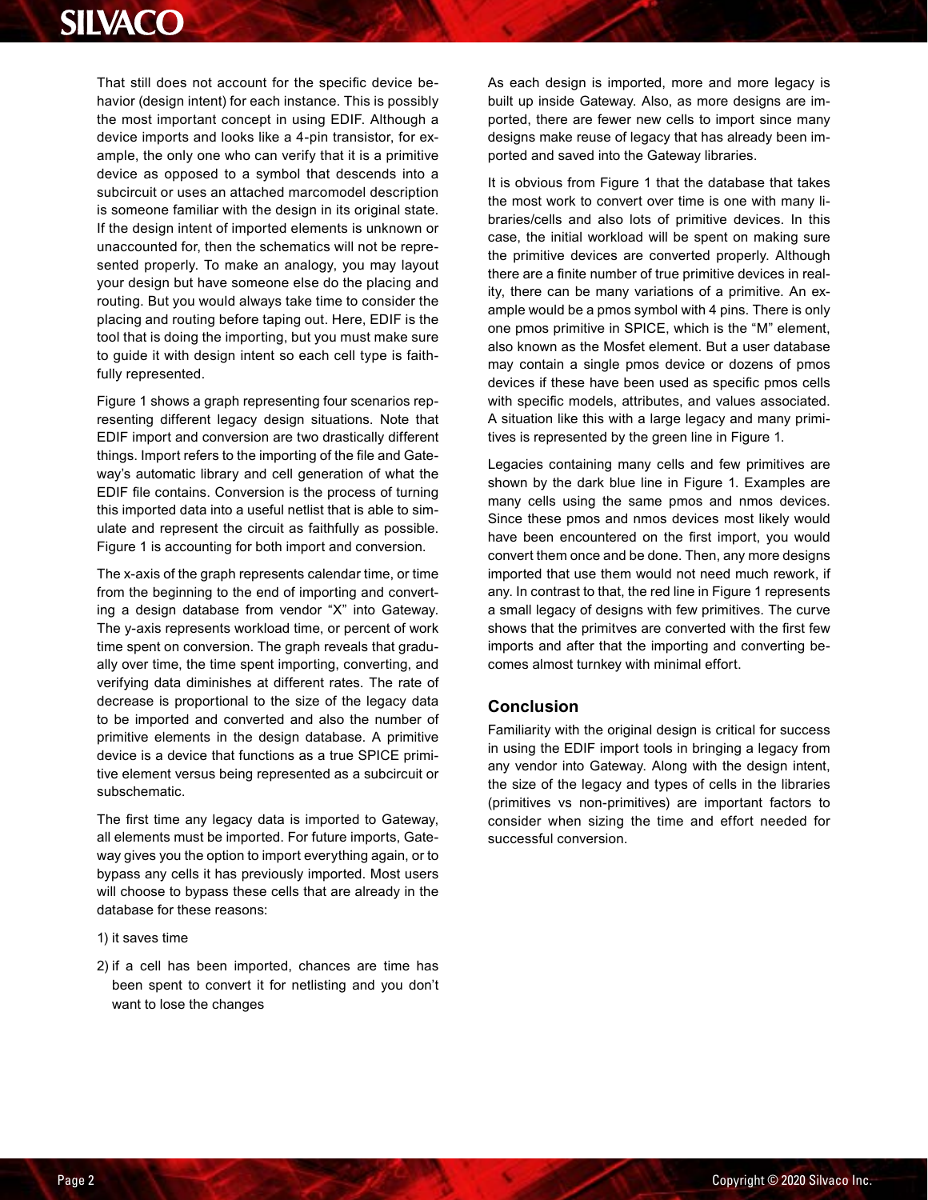That still does not account for the specific device behavior (design intent) for each instance. This is possibly the most important concept in using EDIF. Although a device imports and looks like a 4-pin transistor, for example, the only one who can verify that it is a primitive device as opposed to a symbol that descends into a subcircuit or uses an attached marcomodel description is someone familiar with the design in its original state. If the design intent of imported elements is unknown or unaccounted for, then the schematics will not be represented properly. To make an analogy, you may layout your design but have someone else do the placing and routing. But you would always take time to consider the placing and routing before taping out. Here, EDIF is the tool that is doing the importing, but you must make sure to guide it with design intent so each cell type is faithfully represented.

Figure 1 shows a graph representing four scenarios representing different legacy design situations. Note that EDIF import and conversion are two drastically different things. Import refers to the importing of the file and Gateway's automatic library and cell generation of what the EDIF file contains. Conversion is the process of turning this imported data into a useful netlist that is able to simulate and represent the circuit as faithfully as possible. Figure 1 is accounting for both import and conversion.

The x-axis of the graph represents calendar time, or time from the beginning to the end of importing and converting a design database from vendor "X" into Gateway. The y-axis represents workload time, or percent of work time spent on conversion. The graph reveals that gradually over time, the time spent importing, converting, and verifying data diminishes at different rates. The rate of decrease is proportional to the size of the legacy data to be imported and converted and also the number of primitive elements in the design database. A primitive device is a device that functions as a true SPICE primitive element versus being represented as a subcircuit or subschematic.

The first time any legacy data is imported to Gateway, all elements must be imported. For future imports, Gateway gives you the option to import everything again, or to bypass any cells it has previously imported. Most users will choose to bypass these cells that are already in the database for these reasons:

1) it saves time
2) if a cell has been imported, chances are time has been spent to convert it for netlisting and you don't want to lose the changes

As each design is imported, more and more legacy is built up inside Gateway. Also, as more designs are imported, there are fewer new cells to import since many designs make reuse of legacy that has already been imported and saved into the Gateway libraries.

It is obvious from Figure 1 that the database that takes the most work to convert over time is one with many libraries/cells and also lots of primitive devices. In this case, the initial workload will be spent on making sure the primitive devices are converted properly. Although there are a finite number of true primitive devices in reality, there can be many variations of a primitive. An example would be a pmos symbol with 4 pins. There is only one pmos primitive in SPICE, which is the "M" element, also known as the Mosfet element. But a user database may contain a single pmos device or dozens of pmos devices if these have been used as specific pmos cells with specific models, attributes, and values associated. A situation like this with a large legacy and many primitives is represented by the green line in Figure 1.

Legacies containing many cells and few primitives are shown by the dark blue line in Figure 1. Examples are many cells using the same pmos and nmos devices. Since these pmos and nmos devices most likely would have been encountered on the first import, you would convert them once and be done. Then, any more designs imported that use them would not need much rework, if any. In contrast to that, the red line in Figure 1 represents a small legacy of designs with few primitives. The curve shows that the primitves are converted with the first few imports and after that the importing and converting becomes almost turnkey with minimal effort.

## Conclusion

Familiarity with the original design is critical for success in using the EDIF import tools in bringing a legacy from any vendor into Gateway. Along with the design intent, the size of the legacy and types of cells in the libraries (primitives vs non-primitives) are important factors to consider when sizing the time and effort needed for successful conversion.